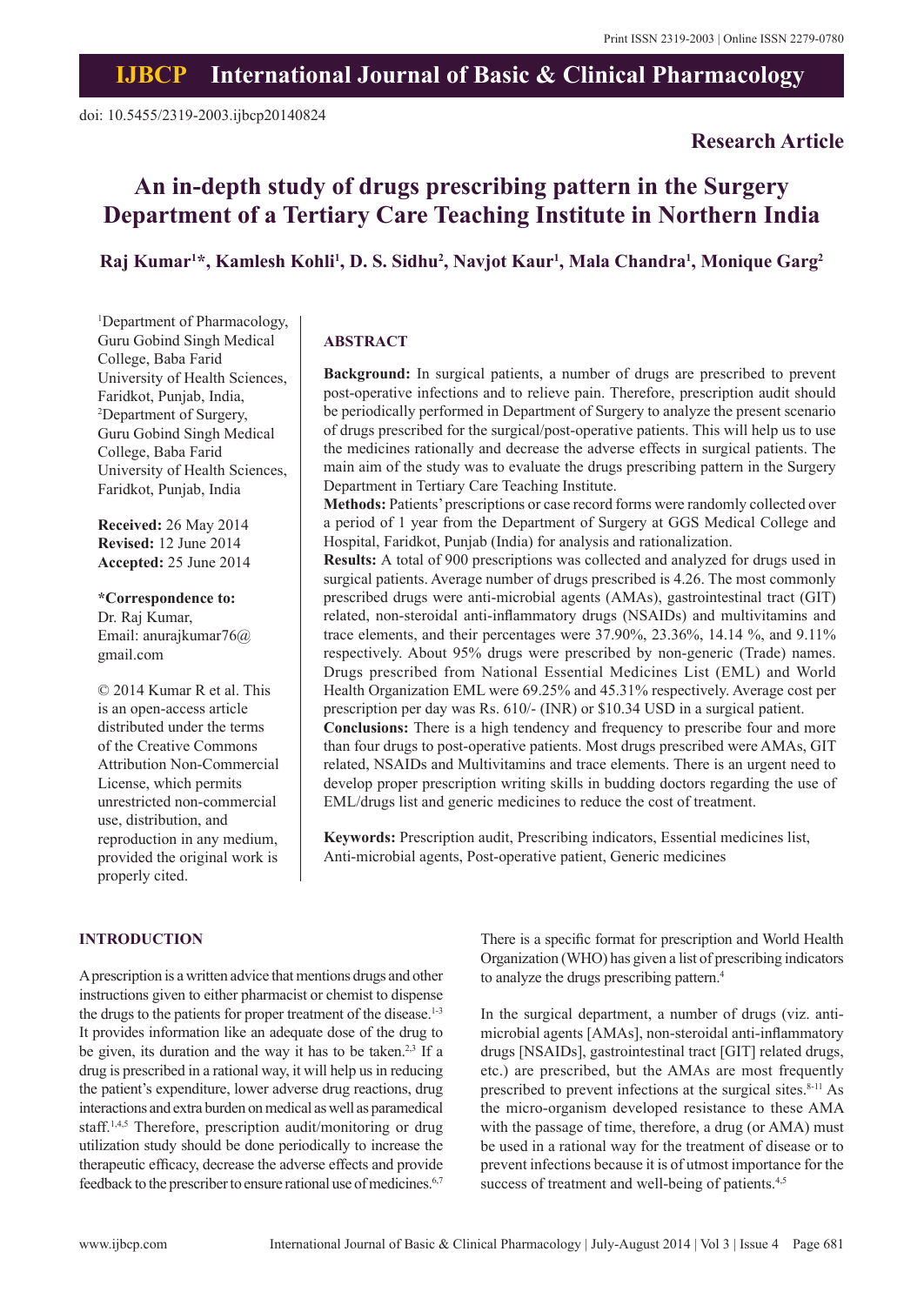Print ISSN 2319-2003 | Online ISSN 2279-0780

# IJBCP International Journal of Basic & Clinical Pharmacology

doi: 10.5455/2319-2003.ijbcp20140824

**Research Article**

# An in-depth study of drugs prescribing pattern in the Surgery Department of a Tertiary Care Teaching Institute in Northern India

**Raj Kumar[1]*, Kamlesh Kohli[1], D. S. Sidhu[2], Navjot Kaur[1], Mala Chandra[1], Monique Garg[2]**

[1]Department of Pharmacology, Guru Gobind Singh Medical College, Baba Farid University of Health Sciences, Faridkot, Punjab, India, [2]Department of Surgery, Guru Gobind Singh Medical College, Baba Farid University of Health Sciences, Faridkot, Punjab, India

**Received:** 26 May 2014
**Revised:** 12 June 2014
**Accepted:** 25 June 2014

**\*Correspondence to:**
Dr. Raj Kumar,
Email: anurajkumar76@gmail.com

© 2014 Kumar R et al. This is an open-access article distributed under the terms of the Creative Commons Attribution Non-Commercial License, which permits unrestricted non-commercial use, distribution, and reproduction in any medium, provided the original work is properly cited.

## ABSTRACT

**Background:** In surgical patients, a number of drugs are prescribed to prevent post-operative infections and to relieve pain. Therefore, prescription audit should be periodically performed in Department of Surgery to analyze the present scenario of drugs prescribed for the surgical/post-operative patients. This will help us to use the medicines rationally and decrease the adverse effects in surgical patients. The main aim of the study was to evaluate the drugs prescribing pattern in the Surgery Department in Tertiary Care Teaching Institute.

**Methods:** Patients' prescriptions or case record forms were randomly collected over a period of 1 year from the Department of Surgery at GGS Medical College and Hospital, Faridkot, Punjab (India) for analysis and rationalization.

**Results:** A total of 900 prescriptions was collected and analyzed for drugs used in surgical patients. Average number of drugs prescribed is 4.26. The most commonly prescribed drugs were anti-microbial agents (AMAs), gastrointestinal tract (GIT) related, non-steroidal anti-inflammatory drugs (NSAIDs) and multivitamins and trace elements, and their percentages were 37.90%, 23.36%, 14.14 %, and 9.11% respectively. About 95% drugs were prescribed by non-generic (Trade) names. Drugs prescribed from National Essential Medicines List (EML) and World Health Organization EML were 69.25% and 45.31% respectively. Average cost per prescription per day was Rs. 610/- (INR) or $10.34 USD in a surgical patient.

**Conclusions:** There is a high tendency and frequency to prescribe four and more than four drugs to post-operative patients. Most drugs prescribed were AMAs, GIT related, NSAIDs and Multivitamins and trace elements. There is an urgent need to develop proper prescription writing skills in budding doctors regarding the use of EML/drugs list and generic medicines to reduce the cost of treatment.

**Keywords:** Prescription audit, Prescribing indicators, Essential medicines list, Anti-microbial agents, Post-operative patient, Generic medicines

## INTRODUCTION

A prescription is a written advice that mentions drugs and other instructions given to either pharmacist or chemist to dispense the drugs to the patients for proper treatment of the disease.[1-3] It provides information like an adequate dose of the drug to be given, its duration and the way it has to be taken.[2,3] If a drug is prescribed in a rational way, it will help us in reducing the patient's expenditure, lower adverse drug reactions, drug interactions and extra burden on medical as well as paramedical staff.[1,4,5] Therefore, prescription audit/monitoring or drug utilization study should be done periodically to increase the therapeutic efficacy, decrease the adverse effects and provide feedback to the prescriber to ensure rational use of medicines.[6,7] There is a specific format for prescription and World Health Organization (WHO) has given a list of prescribing indicators to analyze the drugs prescribing pattern.[4]

In the surgical department, a number of drugs (viz. anti-microbial agents [AMAs], non-steroidal anti-inflammatory drugs [NSAIDs], gastrointestinal tract [GIT] related drugs, etc.) are prescribed, but the AMAs are most frequently prescribed to prevent infections at the surgical sites.[8-11] As the micro-organism developed resistance to these AMA with the passage of time, therefore, a drug (or AMA) must be used in a rational way for the treatment of disease or to prevent infections because it is of utmost importance for the success of treatment and well-being of patients.[4,5]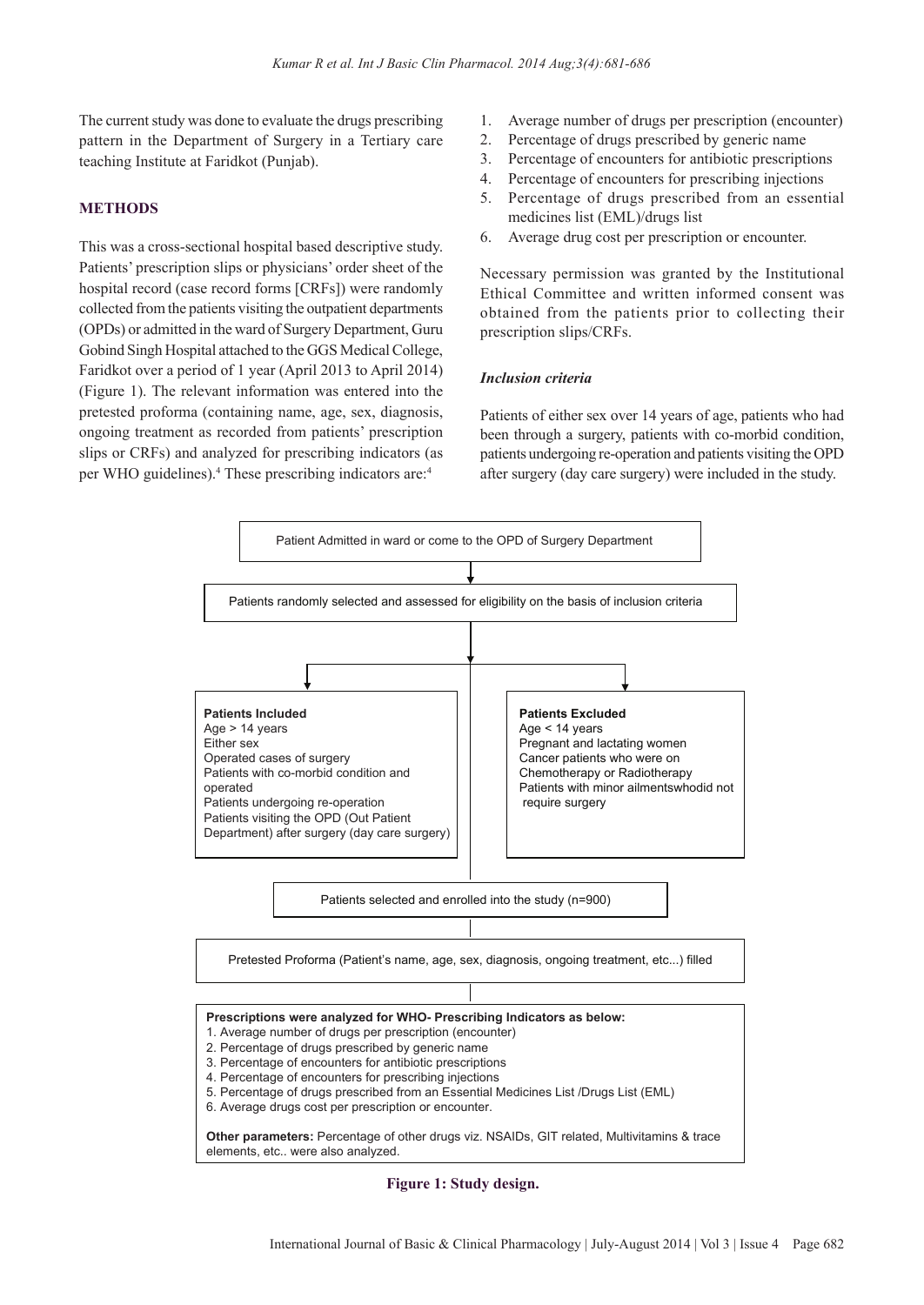The current study was done to evaluate the drugs prescribing pattern in the Department of Surgery in a Tertiary care teaching Institute at Faridkot (Punjab).

## METHODS

This was a cross-sectional hospital based descriptive study. Patients' prescription slips or physicians' order sheet of the hospital record (case record forms [CRFs]) were randomly collected from the patients visiting the outpatient departments (OPDs) or admitted in the ward of Surgery Department, Guru Gobind Singh Hospital attached to the GGS Medical College, Faridkot over a period of 1 year (April 2013 to April 2014) (Figure 1). The relevant information was entered into the pretested proforma (containing name, age, sex, diagnosis, ongoing treatment as recorded from patients' prescription slips or CRFs) and analyzed for prescribing indicators (as per WHO guidelines).[4] These prescribing indicators are:[4]

1. Average number of drugs per prescription (encounter)
2. Percentage of drugs prescribed by generic name
3. Percentage of encounters for antibiotic prescriptions
4. Percentage of encounters for prescribing injections
5. Percentage of drugs prescribed from an essential medicines list (EML)/drugs list
6. Average drug cost per prescription or encounter.

Necessary permission was granted by the Institutional Ethical Committee and written informed consent was obtained from the patients prior to collecting their prescription slips/CRFs.

### *Inclusion criteria*

Patients of either sex over 14 years of age, patients who had been through a surgery, patients with co-morbid condition, patients undergoing re-operation and patients visiting the OPD after surgery (day care surgery) were included in the study.

Patient Admitted in ward or come to the OPD of Surgery Department

↓

Patients randomly selected and assessed for eligibility on the basis of inclusion criteria

↓

**Patients Included**
Age > 14 years
Either sex
Operated cases of surgery
Patients with co-morbid condition and operated
Patients undergoing re-operation
Patients visiting the OPD (Out Patient Department) after surgery (day care surgery)

**Patients Excluded**
Age < 14 years
Pregnant and lactating women
Cancer patients who were on Chemotherapy or Radiotherapy
Patients with minor ailmentswhodid not require surgery

↓

Patients selected and enrolled into the study (n=900)

↓

Pretested Proforma (Patient's name, age, sex, diagnosis, ongoing treatment, etc...) filled

↓

**Prescriptions were analyzed for WHO- Prescribing Indicators as below:**
1. Average number of drugs per prescription (encounter)
2. Percentage of drugs prescribed by generic name
3. Percentage of encounters for antibiotic prescriptions
4. Percentage of encounters for prescribing injections
5. Percentage of drugs prescribed from an Essential Medicines List /Drugs List (EML)
6. Average drugs cost per prescription or encounter.

**Other parameters:** Percentage of other drugs viz. NSAIDs, GIT related, Multivitamins & trace elements, etc.. were also analyzed.

**Figure 1: Study design.**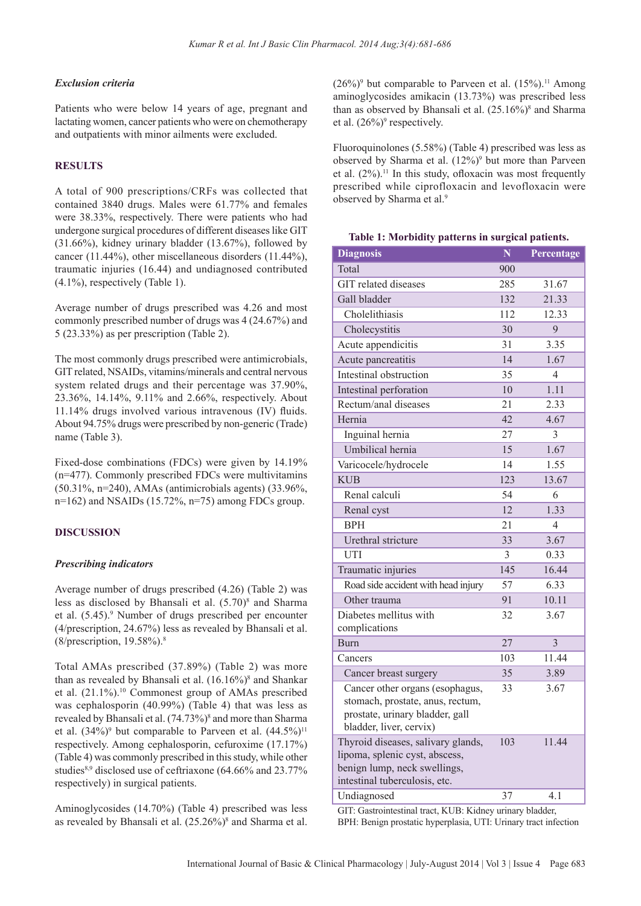### *Exclusion criteria*

Patients who were below 14 years of age, pregnant and lactating women, cancer patients who were on chemotherapy and outpatients with minor ailments were excluded.

## RESULTS

A total of 900 prescriptions/CRFs was collected that contained 3840 drugs. Males were 61.77% and females were 38.33%, respectively. There were patients who had undergone surgical procedures of different diseases like GIT (31.66%), kidney urinary bladder (13.67%), followed by cancer (11.44%), other miscellaneous disorders (11.44%), traumatic injuries (16.44) and undiagnosed contributed (4.1%), respectively (Table 1).

Average number of drugs prescribed was 4.26 and most commonly prescribed number of drugs was 4 (24.67%) and 5 (23.33%) as per prescription (Table 2).

The most commonly drugs prescribed were antimicrobials, GIT related, NSAIDs, vitamins/minerals and central nervous system related drugs and their percentage was 37.90%, 23.36%, 14.14%, 9.11% and 2.66%, respectively. About 11.14% drugs involved various intravenous (IV) fluids. About 94.75% drugs were prescribed by non-generic (Trade) name (Table 3).

Fixed-dose combinations (FDCs) were given by 14.19% (n=477). Commonly prescribed FDCs were multivitamins (50.31%, n=240), AMAs (antimicrobials agents) (33.96%, n=162) and NSAIDs (15.72%, n=75) among FDCs group.

## DISCUSSION

### *Prescribing indicators*

Average number of drugs prescribed (4.26) (Table 2) was less as disclosed by Bhansali et al. (5.70)[8] and Sharma et al. (5.45).[9] Number of drugs prescribed per encounter (4/prescription, 24.67%) less as revealed by Bhansali et al. (8/prescription, 19.58%).[8]

Total AMAs prescribed (37.89%) (Table 2) was more than as revealed by Bhansali et al. (16.16%)[8] and Shankar et al. (21.1%).[10] Commonest group of AMAs prescribed was cephalosporin (40.99%) (Table 4) that was less as revealed by Bhansali et al. (74.73%)[8] and more than Sharma et al. (34%)[9] but comparable to Parveen et al. (44.5%)[11] respectively. Among cephalosporin, cefuroxime (17.17%) (Table 4) was commonly prescribed in this study, while other studies[8,9] disclosed use of ceftriaxone (64.66% and 23.77% respectively) in surgical patients.

Aminoglycosides (14.70%) (Table 4) prescribed was less as revealed by Bhansali et al. (25.26%)[8] and Sharma et al. (26%)[9] but comparable to Parveen et al. (15%).[11] Among aminoglycosides amikacin (13.73%) was prescribed less than as observed by Bhansali et al. (25.16%)[8] and Sharma et al. (26%)[9] respectively.

Fluoroquinolones (5.58%) (Table 4) prescribed was less as observed by Sharma et al. (12%)[9] but more than Parveen et al. (2%).[11] In this study, ofloxacin was most frequently prescribed while ciprofloxacin and levofloxacin were observed by Sharma et al.[9]

**Table 1: Morbidity patterns in surgical patients.**

| Diagnosis | N | Percentage |
|---|---|---|
| Total | 900 | |
| GIT related diseases | 285 | 31.67 |
| Gall bladder | 132 | 21.33 |
| Cholelithiasis | 112 | 12.33 |
| Cholecystitis | 30 | 9 |
| Acute appendicitis | 31 | 3.35 |
| Acute pancreatitis | 14 | 1.67 |
| Intestinal obstruction | 35 | 4 |
| Intestinal perforation | 10 | 1.11 |
| Rectum/anal diseases | 21 | 2.33 |
| Hernia | 42 | 4.67 |
| Inguinal hernia | 27 | 3 |
| Umbilical hernia | 15 | 1.67 |
| Varicocele/hydrocele | 14 | 1.55 |
| KUB | 123 | 13.67 |
| Renal calculi | 54 | 6 |
| Renal cyst | 12 | 1.33 |
| BPH | 21 | 4 |
| Urethral stricture | 33 | 3.67 |
| UTI | 3 | 0.33 |
| Traumatic injuries | 145 | 16.44 |
| Road side accident with head injury | 57 | 6.33 |
| Other trauma | 91 | 10.11 |
| Diabetes mellitus with complications | 32 | 3.67 |
| Burn | 27 | 3 |
| Cancers | 103 | 11.44 |
| Cancer breast surgery | 35 | 3.89 |
| Cancer other organs (esophagus, stomach, prostate, anus, rectum, prostate, urinary bladder, gall bladder, liver, cervix) | 33 | 3.67 |
| Thyroid diseases, salivary glands, lipoma, splenic cyst, abscess, benign lump, neck swellings, intestinal tuberculosis, etc. | 103 | 11.44 |
| Undiagnosed | 37 | 4.1 |

GIT: Gastrointestinal tract, KUB: Kidney urinary bladder, BPH: Benign prostatic hyperplasia, UTI: Urinary tract infection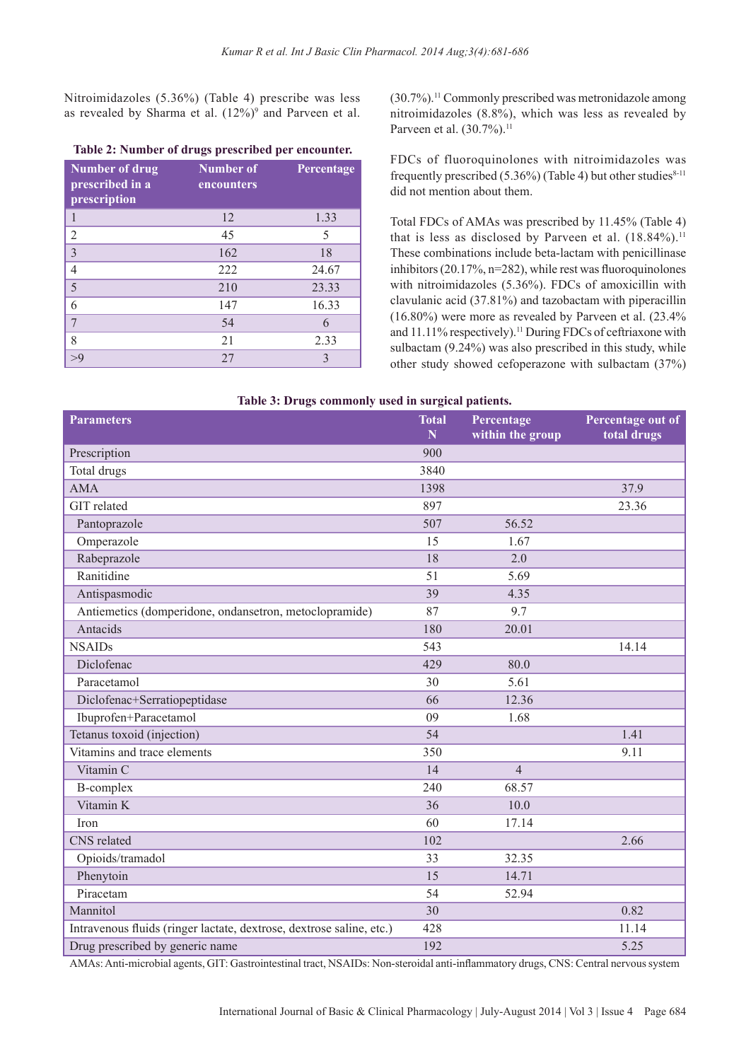Nitroimidazoles (5.36%) (Table 4) prescribe was less as revealed by Sharma et al. (12%)[9] and Parveen et al.

**Table 2: Number of drugs prescribed per encounter.**

| Number of drug prescribed in a prescription | Number of encounters | Percentage |
|---|---|---|
| 1 | 12 | 1.33 |
| 2 | 45 | 5 |
| 3 | 162 | 18 |
| 4 | 222 | 24.67 |
| 5 | 210 | 23.33 |
| 6 | 147 | 16.33 |
| 7 | 54 | 6 |
| 8 | 21 | 2.33 |
| >9 | 27 | 3 |

(30.7%).[11] Commonly prescribed was metronidazole among nitroimidazoles (8.8%), which was less as revealed by Parveen et al. (30.7%).[11]

FDCs of fluoroquinolones with nitroimidazoles was frequently prescribed (5.36%) (Table 4) but other studies[8-11] did not mention about them.

Total FDCs of AMAs was prescribed by 11.45% (Table 4) that is less as disclosed by Parveen et al. (18.84%).[11] These combinations include beta-lactam with penicillinase inhibitors (20.17%, n=282), while rest was fluoroquinolones with nitroimidazoles (5.36%). FDCs of amoxicillin with clavulanic acid (37.81%) and tazobactam with piperacillin (16.80%) were more as revealed by Parveen et al. (23.4% and 11.11% respectively).[11] During FDCs of ceftriaxone with sulbactam (9.24%) was also prescribed in this study, while other study showed cefoperazone with sulbactam (37%)

**Table 3: Drugs commonly used in surgical patients.**

| Parameters | Total N | Percentage within the group | Percentage out of total drugs |
|---|---|---|---|
| Prescription | 900 | | |
| Total drugs | 3840 | | |
| AMA | 1398 | | 37.9 |
| GIT related | 897 | | 23.36 |
| Pantoprazole | 507 | 56.52 | |
| Omperazole | 15 | 1.67 | |
| Rabeprazole | 18 | 2.0 | |
| Ranitidine | 51 | 5.69 | |
| Antispasmodic | 39 | 4.35 | |
| Antiemetics (domperidone, ondansetron, metoclopramide) | 87 | 9.7 | |
| Antacids | 180 | 20.01 | |
| NSAIDs | 543 | | 14.14 |
| Diclofenac | 429 | 80.0 | |
| Paracetamol | 30 | 5.61 | |
| Diclofenac+Serratiopeptidase | 66 | 12.36 | |
| Ibuprofen+Paracetamol | 09 | 1.68 | |
| Tetanus toxoid (injection) | 54 | | 1.41 |
| Vitamins and trace elements | 350 | | 9.11 |
| Vitamin C | 14 | 4 | |
| B-complex | 240 | 68.57 | |
| Vitamin K | 36 | 10.0 | |
| Iron | 60 | 17.14 | |
| CNS related | 102 | | 2.66 |
| Opioids/tramadol | 33 | 32.35 | |
| Phenytoin | 15 | 14.71 | |
| Piracetam | 54 | 52.94 | |
| Mannitol | 30 | | 0.82 |
| Intravenous fluids (ringer lactate, dextrose, dextrose saline, etc.) | 428 | | 11.14 |
| Drug prescribed by generic name | 192 | | 5.25 |

AMAs: Anti-microbial agents, GIT: Gastrointestinal tract, NSAIDs: Non-steroidal anti-inflammatory drugs, CNS: Central nervous system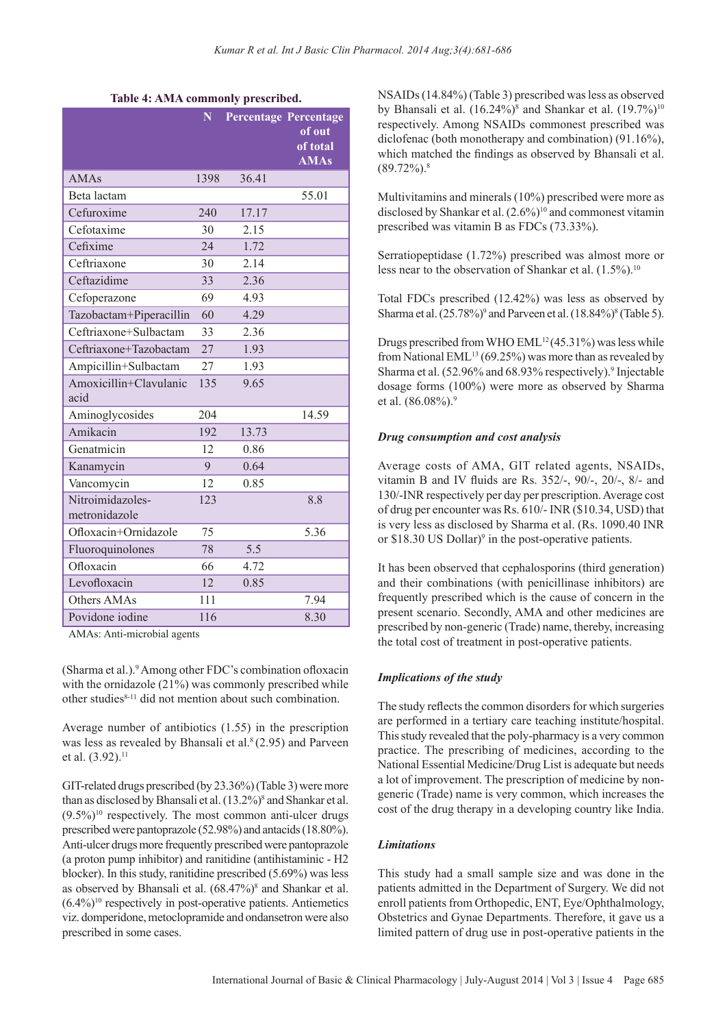**Table 4: AMA commonly prescribed.**

| | N | Percentage | Percentage of out of total AMAs |
|---|---|---|---|
| AMAs | 1398 | 36.41 | |
| Beta lactam | | | 55.01 |
| Cefuroxime | 240 | 17.17 | |
| Cefotaxime | 30 | 2.15 | |
| Cefixime | 24 | 1.72 | |
| Ceftriaxone | 30 | 2.14 | |
| Ceftazidime | 33 | 2.36 | |
| Cefoperazone | 69 | 4.93 | |
| Tazobactam+Piperacillin | 60 | 4.29 | |
| Ceftriaxone+Sulbactam | 33 | 2.36 | |
| Ceftriaxone+Tazobactam | 27 | 1.93 | |
| Ampicillin+Sulbactam | 27 | 1.93 | |
| Amoxicillin+Clavulanic acid | 135 | 9.65 | |
| Aminoglycosides | 204 | | 14.59 |
| Amikacin | 192 | 13.73 | |
| Genatmicin | 12 | 0.86 | |
| Kanamycin | 9 | 0.64 | |
| Vancomycin | 12 | 0.85 | |
| Nitroimidazoles-metronidazole | 123 | | 8.8 |
| Ofloxacin+Ornidazole | 75 | | 5.36 |
| Fluoroquinolones | 78 | 5.5 | |
| Ofloxacin | 66 | 4.72 | |
| Levofloxacin | 12 | 0.85 | |
| Others AMAs | 111 | | 7.94 |
| Povidone iodine | 116 | | 8.30 |

AMAs: Anti-microbial agents

(Sharma et al.).[9] Among other FDC's combination ofloxacin with the ornidazole (21%) was commonly prescribed while other studies[8-11] did not mention about such combination.

Average number of antibiotics (1.55) in the prescription was less as revealed by Bhansali et al.[8] (2.95) and Parveen et al. (3.92).[11]

GIT-related drugs prescribed (by 23.36%) (Table 3) were more than as disclosed by Bhansali et al. (13.2%)[8] and Shankar et al. (9.5%)[10] respectively. The most common anti-ulcer drugs prescribed were pantoprazole (52.98%) and antacids (18.80%). Anti-ulcer drugs more frequently prescribed were pantoprazole (a proton pump inhibitor) and ranitidine (antihistaminic - H2 blocker). In this study, ranitidine prescribed (5.69%) was less as observed by Bhansali et al. (68.47%)[8] and Shankar et al. (6.4%)[10] respectively in post-operative patients. Antiemetics viz. domperidone, metoclopramide and ondansetron were also prescribed in some cases.

NSAIDs (14.84%) (Table 3) prescribed was less as observed by Bhansali et al. (16.24%)[8] and Shankar et al. (19.7%)[10] respectively. Among NSAIDs commonest prescribed was diclofenac (both monotherapy and combination) (91.16%), which matched the findings as observed by Bhansali et al. (89.72%).[8]

Multivitamins and minerals (10%) prescribed were more as disclosed by Shankar et al. (2.6%)[10] and commonest vitamin prescribed was vitamin B as FDCs (73.33%).

Serratiopeptidase (1.72%) prescribed was almost more or less near to the observation of Shankar et al. (1.5%).[10]

Total FDCs prescribed (12.42%) was less as observed by Sharma et al. (25.78%)[9] and Parveen et al. (18.84%)[8] (Table 5).

Drugs prescribed from WHO EML[12] (45.31%) was less while from National EML[13] (69.25%) was more than as revealed by Sharma et al. (52.96% and 68.93% respectively).[9] Injectable dosage forms (100%) were more as observed by Sharma et al. (86.08%).[9]

### *Drug consumption and cost analysis*

Average costs of AMA, GIT related agents, NSAIDs, vitamin B and IV fluids are Rs. 352/-, 90/-, 20/-, 8/- and 130/-INR respectively per day per prescription. Average cost of drug per encounter was Rs. 610/- INR ($10.34, USD) that is very less as disclosed by Sharma et al. (Rs. 1090.40 INR or $18.30 US Dollar)[9] in the post-operative patients.

It has been observed that cephalosporins (third generation) and their combinations (with penicillinase inhibitors) are frequently prescribed which is the cause of concern in the present scenario. Secondly, AMA and other medicines are prescribed by non-generic (Trade) name, thereby, increasing the total cost of treatment in post-operative patients.

### *Implications of the study*

The study reflects the common disorders for which surgeries are performed in a tertiary care teaching institute/hospital. This study revealed that the poly-pharmacy is a very common practice. The prescribing of medicines, according to the National Essential Medicine/Drug List is adequate but needs a lot of improvement. The prescription of medicine by non-generic (Trade) name is very common, which increases the cost of the drug therapy in a developing country like India.

### *Limitations*

This study had a small sample size and was done in the patients admitted in the Department of Surgery. We did not enroll patients from Orthopedic, ENT, Eye/Ophthalmology, Obstetrics and Gynae Departments. Therefore, it gave us a limited pattern of drug use in post-operative patients in the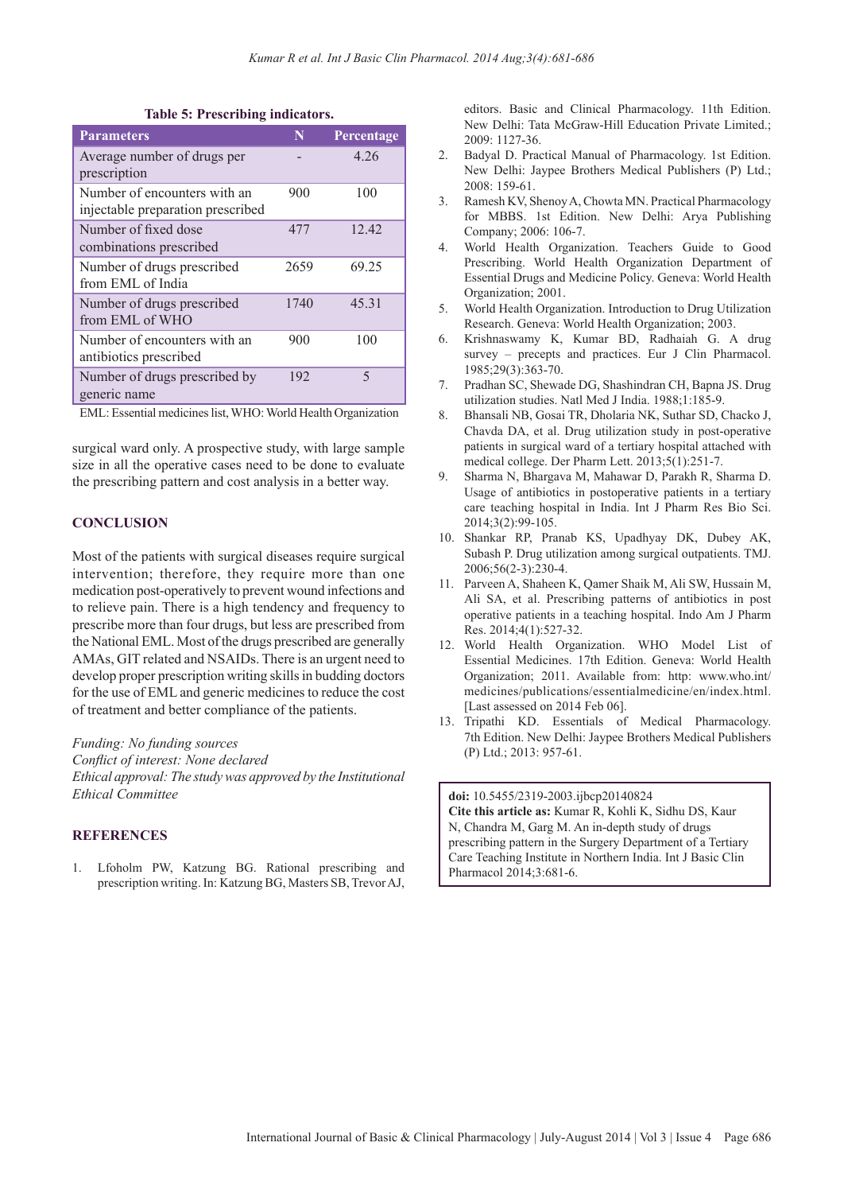**Table 5: Prescribing indicators.**

| Parameters | N | Percentage |
|---|---|---|
| Average number of drugs per prescription | - | 4.26 |
| Number of encounters with an injectable preparation prescribed | 900 | 100 |
| Number of fixed dose combinations prescribed | 477 | 12.42 |
| Number of drugs prescribed from EML of India | 2659 | 69.25 |
| Number of drugs prescribed from EML of WHO | 1740 | 45.31 |
| Number of encounters with an antibiotics prescribed | 900 | 100 |
| Number of drugs prescribed by generic name | 192 | 5 |

EML: Essential medicines list, WHO: World Health Organization

surgical ward only. A prospective study, with large sample size in all the operative cases need to be done to evaluate the prescribing pattern and cost analysis in a better way.

## CONCLUSION

Most of the patients with surgical diseases require surgical intervention; therefore, they require more than one medication post-operatively to prevent wound infections and to relieve pain. There is a high tendency and frequency to prescribe more than four drugs, but less are prescribed from the National EML. Most of the drugs prescribed are generally AMAs, GIT related and NSAIDs. There is an urgent need to develop proper prescription writing skills in budding doctors for the use of EML and generic medicines to reduce the cost of treatment and better compliance of the patients.

*Funding: No funding sources*
*Conflict of interest: None declared*
*Ethical approval: The study was approved by the Institutional Ethical Committee*

## REFERENCES

1. Lfoholm PW, Katzung BG. Rational prescribing and prescription writing. In: Katzung BG, Masters SB, Trevor AJ, editors. Basic and Clinical Pharmacology. 11th Edition. New Delhi: Tata McGraw-Hill Education Private Limited.; 2009: 1127-36.
2. Badyal D. Practical Manual of Pharmacology. 1st Edition. New Delhi: Jaypee Brothers Medical Publishers (P) Ltd.; 2008: 159-61.
3. Ramesh KV, Shenoy A, Chowta MN. Practical Pharmacology for MBBS. 1st Edition. New Delhi: Arya Publishing Company; 2006: 106-7.
4. World Health Organization. Teachers Guide to Good Prescribing. World Health Organization Department of Essential Drugs and Medicine Policy. Geneva: World Health Organization; 2001.
5. World Health Organization. Introduction to Drug Utilization Research. Geneva: World Health Organization; 2003.
6. Krishnaswamy K, Kumar BD, Radhaiah G. A drug survey – precepts and practices. Eur J Clin Pharmacol. 1985;29(3):363-70.
7. Pradhan SC, Shewade DG, Shashindran CH, Bapna JS. Drug utilization studies. Natl Med J India. 1988;1:185-9.
8. Bhansali NB, Gosai TR, Dholaria NK, Suthar SD, Chacko J, Chavda DA, et al. Drug utilization study in post-operative patients in surgical ward of a tertiary hospital attached with medical college. Der Pharm Lett. 2013;5(1):251-7.
9. Sharma N, Bhargava M, Mahawar D, Parakh R, Sharma D. Usage of antibiotics in postoperative patients in a tertiary care teaching hospital in India. Int J Pharm Res Bio Sci. 2014;3(2):99-105.
10. Shankar RP, Pranab KS, Upadhyay DK, Dubey AK, Subash P. Drug utilization among surgical outpatients. TMJ. 2006;56(2-3):230-4.
11. Parveen A, Shaheen K, Qamer Shaik M, Ali SW, Hussain M, Ali SA, et al. Prescribing patterns of antibiotics in post operative patients in a teaching hospital. Indo Am J Pharm Res. 2014;4(1):527-32.
12. World Health Organization. WHO Model List of Essential Medicines. 17th Edition. Geneva: World Health Organization; 2011. Available from: http: www.who.int/medicines/publications/essentialmedicine/en/index.html. [Last assessed on 2014 Feb 06].
13. Tripathi KD. Essentials of Medical Pharmacology. 7th Edition. New Delhi: Jaypee Brothers Medical Publishers (P) Ltd.; 2013: 957-61.

**doi:** 10.5455/2319-2003.ijbcp20140824
**Cite this article as:** Kumar R, Kohli K, Sidhu DS, Kaur N, Chandra M, Garg M. An in-depth study of drugs prescribing pattern in the Surgery Department of a Tertiary Care Teaching Institute in Northern India. Int J Basic Clin Pharmacol 2014;3:681-6.